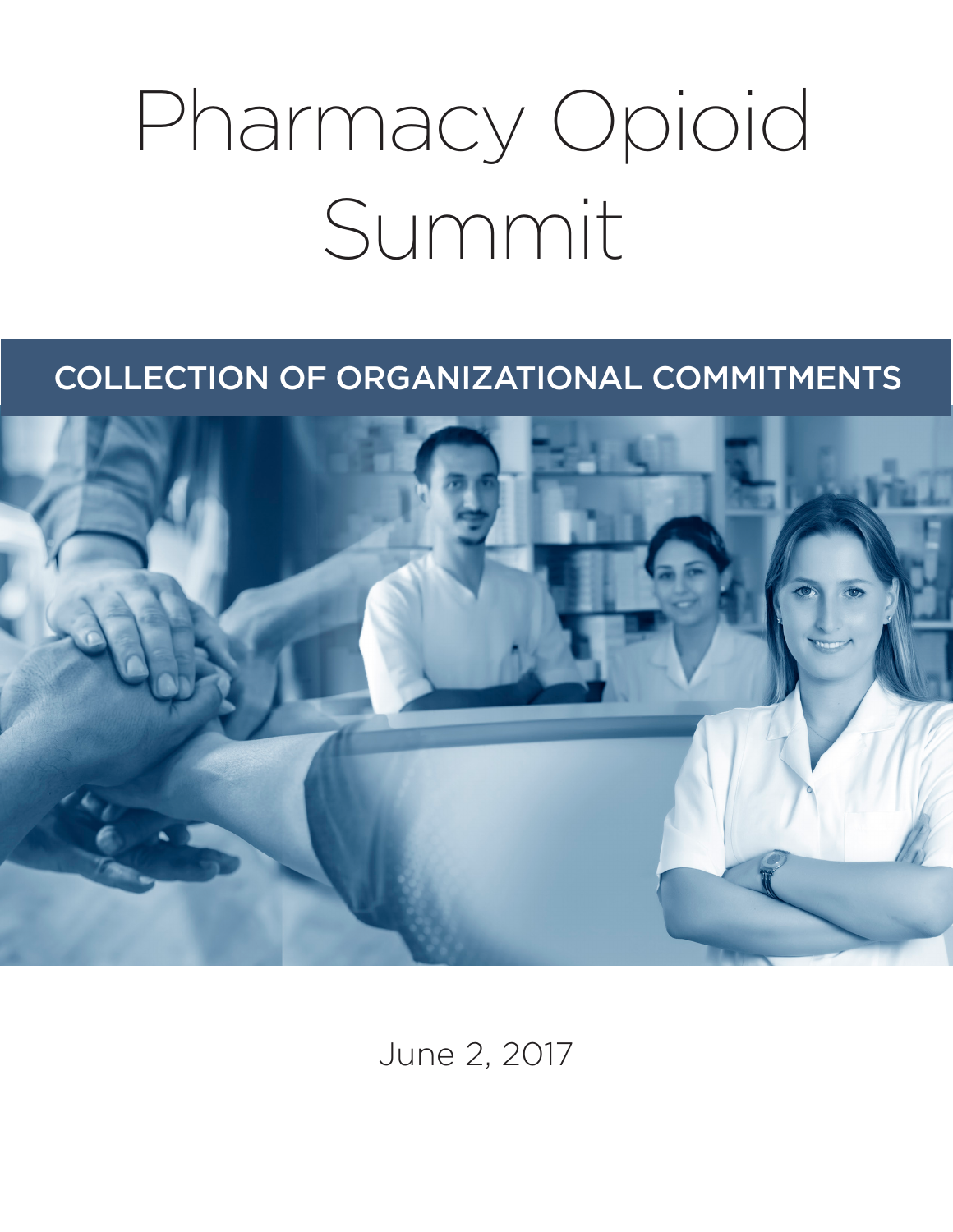# Pharmacy Opioid Summit

## COLLECTION OF ORGANIZATIONAL COMMITMENTS

June 2, 2017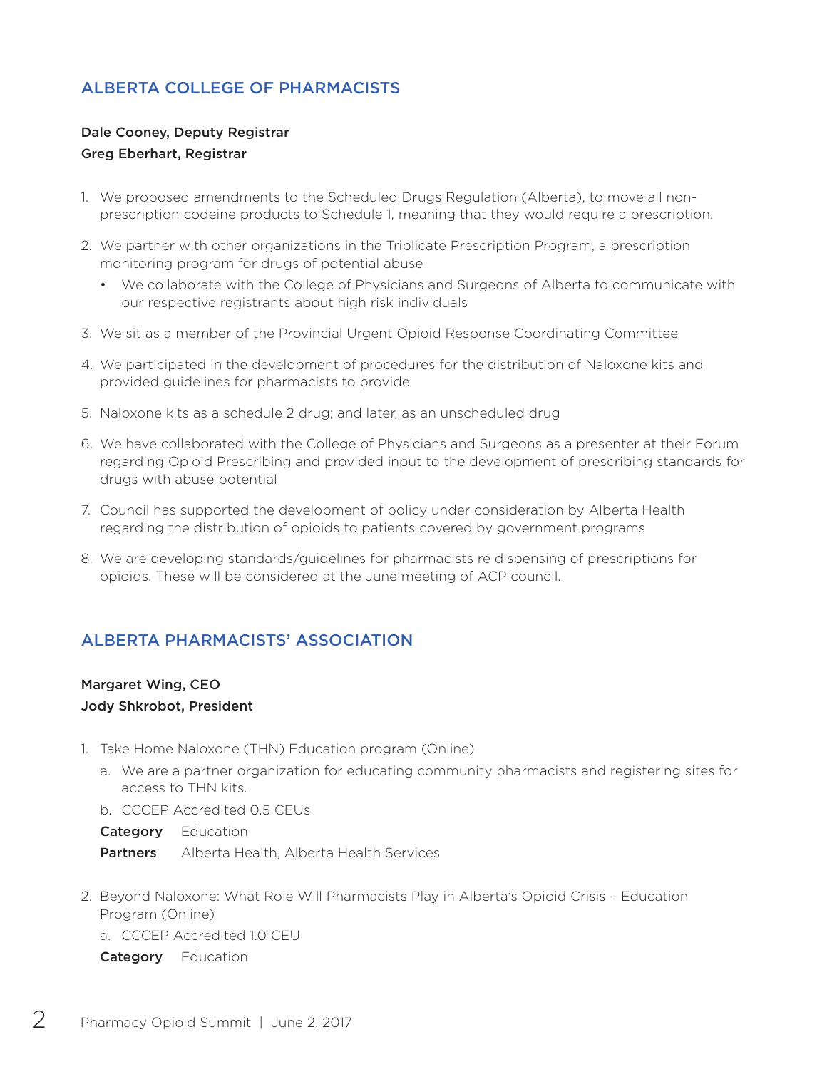## ALBERTA COLLEGE OF PHARMACISTS

**Dale Cooney, Deputy Registrar**
**Greg Eberhart, Registrar**

1. We proposed amendments to the Scheduled Drugs Regulation (Alberta), to move all non-prescription codeine products to Schedule 1, meaning that they would require a prescription.
2. We partner with other organizations in the Triplicate Prescription Program, a prescription monitoring program for drugs of potential abuse
   - We collaborate with the College of Physicians and Surgeons of Alberta to communicate with our respective registrants about high risk individuals
3. We sit as a member of the Provincial Urgent Opioid Response Coordinating Committee
4. We participated in the development of procedures for the distribution of Naloxone kits and provided guidelines for pharmacists to provide
5. Naloxone kits as a schedule 2 drug; and later, as an unscheduled drug
6. We have collaborated with the College of Physicians and Surgeons as a presenter at their Forum regarding Opioid Prescribing and provided input to the development of prescribing standards for drugs with abuse potential
7. Council has supported the development of policy under consideration by Alberta Health regarding the distribution of opioids to patients covered by government programs
8. We are developing standards/guidelines for pharmacists re dispensing of prescriptions for opioids. These will be considered at the June meeting of ACP council.

## ALBERTA PHARMACISTS' ASSOCIATION

**Margaret Wing, CEO**
**Jody Shkrobot, President**

1. Take Home Naloxone (THN) Education program (Online)
   a. We are a partner organization for educating community pharmacists and registering sites for access to THN kits.
   b. CCCEP Accredited 0.5 CEUs

   **Category** Education

   **Partners** Alberta Health, Alberta Health Services

2. Beyond Naloxone: What Role Will Pharmacists Play in Alberta's Opioid Crisis – Education Program (Online)
   a. CCCEP Accredited 1.0 CEU

   **Category** Education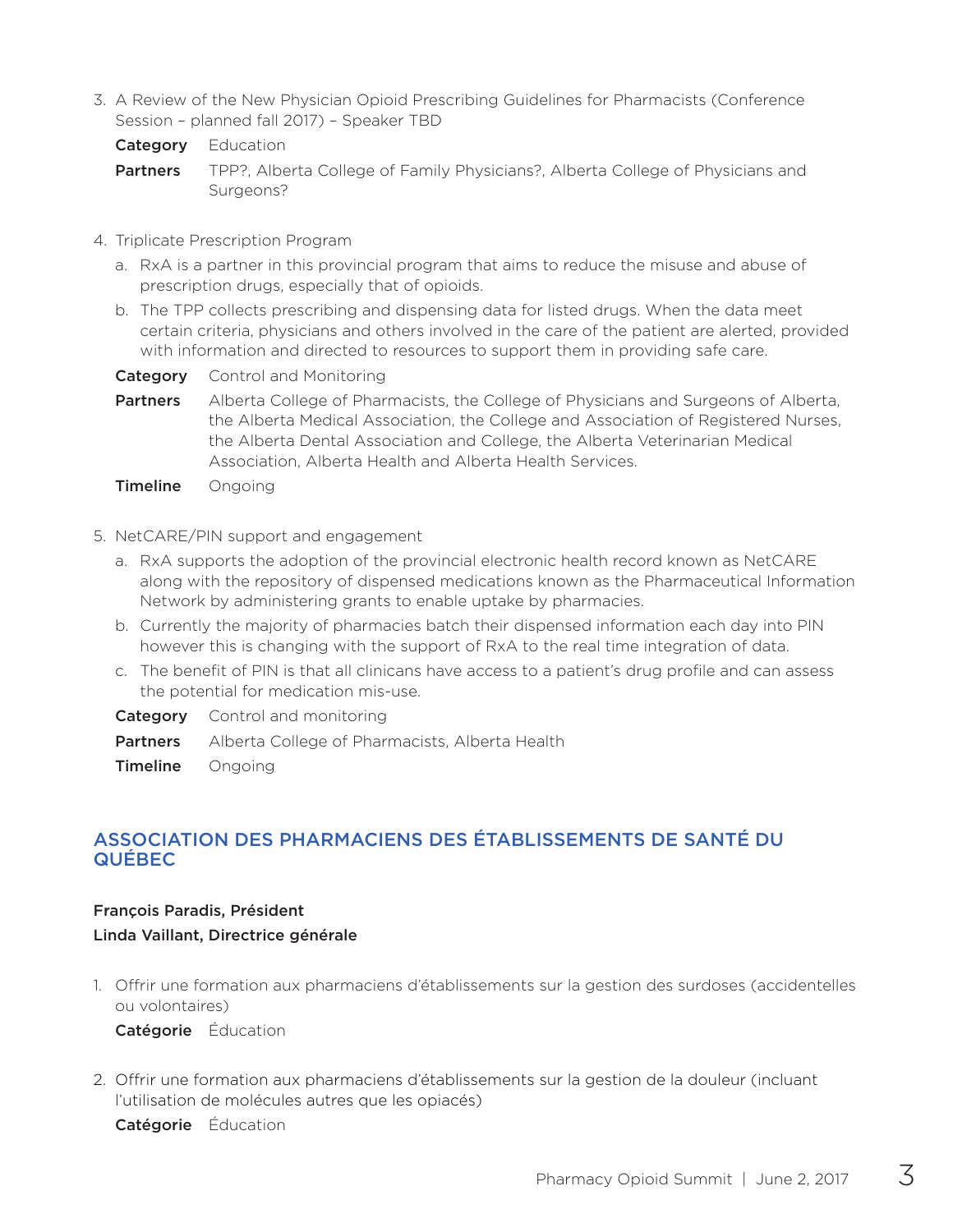3. A Review of the New Physician Opioid Prescribing Guidelines for Pharmacists (Conference Session – planned fall 2017) – Speaker TBD

   **Category** Education

   **Partners** TPP?, Alberta College of Family Physicians?, Alberta College of Physicians and Surgeons?

4. Triplicate Prescription Program

   a. RxA is a partner in this provincial program that aims to reduce the misuse and abuse of prescription drugs, especially that of opioids.

   b. The TPP collects prescribing and dispensing data for listed drugs. When the data meet certain criteria, physicians and others involved in the care of the patient are alerted, provided with information and directed to resources to support them in providing safe care.

   **Category** Control and Monitoring

   **Partners** Alberta College of Pharmacists, the College of Physicians and Surgeons of Alberta, the Alberta Medical Association, the College and Association of Registered Nurses, the Alberta Dental Association and College, the Alberta Veterinarian Medical Association, Alberta Health and Alberta Health Services.

   **Timeline** Ongoing

5. NetCARE/PIN support and engagement

   a. RxA supports the adoption of the provincial electronic health record known as NetCARE along with the repository of dispensed medications known as the Pharmaceutical Information Network by administering grants to enable uptake by pharmacies.

   b. Currently the majority of pharmacies batch their dispensed information each day into PIN however this is changing with the support of RxA to the real time integration of data.

   c. The benefit of PIN is that all clinicans have access to a patient's drug profile and can assess the potential for medication mis-use.

   **Category** Control and monitoring

   **Partners** Alberta College of Pharmacists, Alberta Health

   **Timeline** Ongoing

## ASSOCIATION DES PHARMACIENS DES ÉTABLISSEMENTS DE SANTÉ DU QUÉBEC

**François Paradis, Président**

**Linda Vaillant, Directrice générale**

1. Offrir une formation aux pharmaciens d'établissements sur la gestion des surdoses (accidentelles ou volontaires)

   **Catégorie** Éducation

2. Offrir une formation aux pharmaciens d'établissements sur la gestion de la douleur (incluant l'utilisation de molécules autres que les opiacés)

   **Catégorie** Éducation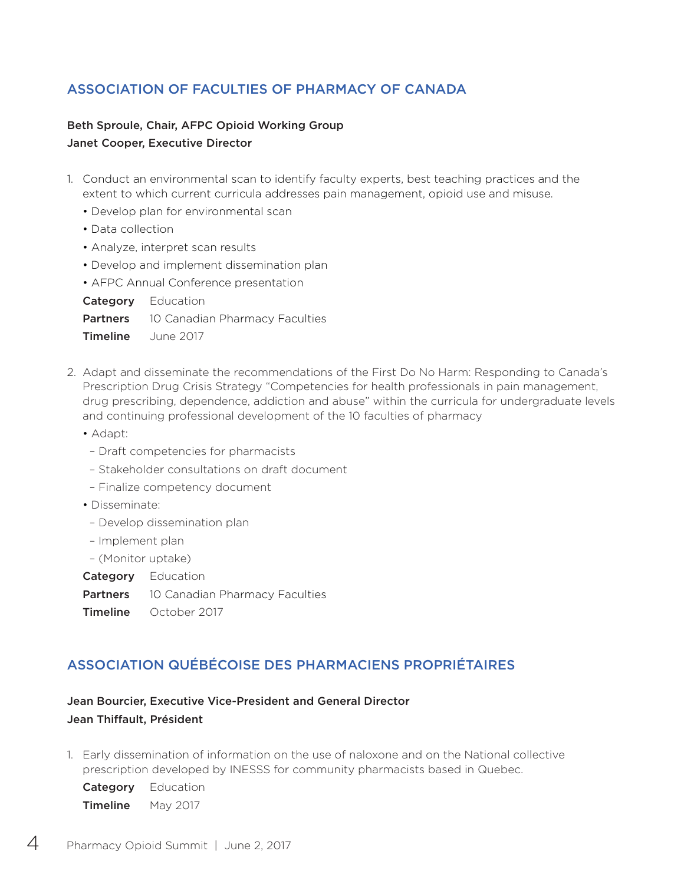## ASSOCIATION OF FACULTIES OF PHARMACY OF CANADA

**Beth Sproule, Chair, AFPC Opioid Working Group**
**Janet Cooper, Executive Director**

1. Conduct an environmental scan to identify faculty experts, best teaching practices and the extent to which current curricula addresses pain management, opioid use and misuse.
   - Develop plan for environmental scan
   - Data collection
   - Analyze, interpret scan results
   - Develop and implement dissemination plan
   - AFPC Annual Conference presentation

   **Category** Education
   **Partners** 10 Canadian Pharmacy Faculties
   **Timeline** June 2017

2. Adapt and disseminate the recommendations of the First Do No Harm: Responding to Canada's Prescription Drug Crisis Strategy "Competencies for health professionals in pain management, drug prescribing, dependence, addiction and abuse" within the curricula for undergraduate levels and continuing professional development of the 10 faculties of pharmacy
   - Adapt:
     - Draft competencies for pharmacists
     - Stakeholder consultations on draft document
     - Finalize competency document
   - Disseminate:
     - Develop dissemination plan
     - Implement plan
     - (Monitor uptake)

   **Category** Education
   **Partners** 10 Canadian Pharmacy Faculties
   **Timeline** October 2017

## ASSOCIATION QUÉBÉCOISE DES PHARMACIENS PROPRIÉTAIRES

**Jean Bourcier, Executive Vice-President and General Director**
**Jean Thiffault, Président**

1. Early dissemination of information on the use of naloxone and on the National collective prescription developed by INESSS for community pharmacists based in Quebec.

   **Category** Education
   **Timeline** May 2017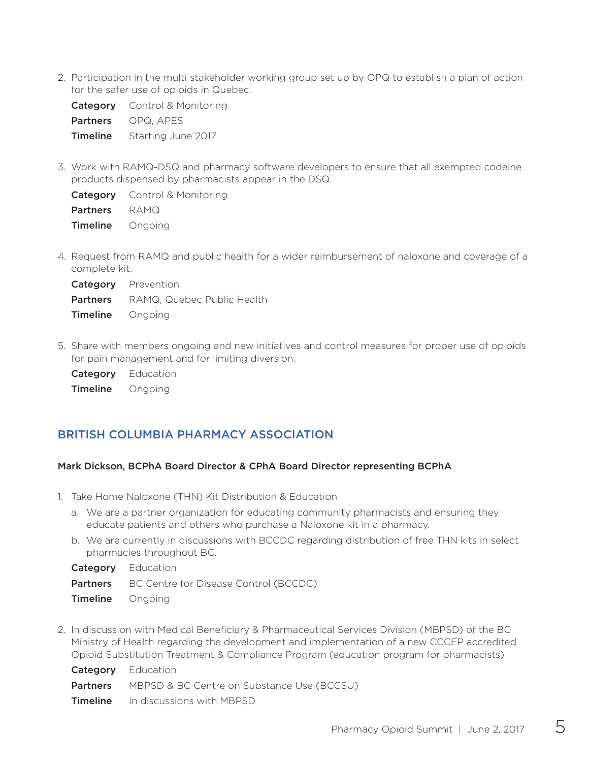2. Participation in the multi stakeholder working group set up by OPQ to establish a plan of action for the safer use of opioids in Quebec.

   **Category** Control & Monitoring

   **Partners** OPQ, APES

   **Timeline** Starting June 2017

3. Work with RAMQ-DSQ and pharmacy software developers to ensure that all exempted codeine products dispensed by pharmacists appear in the DSQ.

   **Category** Control & Monitoring

   **Partners** RAMQ

   **Timeline** Ongoing

4. Request from RAMQ and public health for a wider reimbursement of naloxone and coverage of a complete kit.

   **Category** Prevention

   **Partners** RAMQ, Quebec Public Health

   **Timeline** Ongoing

5. Share with members ongoing and new initiatives and control measures for proper use of opioids for pain management and for limiting diversion.

   **Category** Education

   **Timeline** Ongoing

## BRITISH COLUMBIA PHARMACY ASSOCIATION

#### Mark Dickson, BCPhA Board Director & CPhA Board Director representing BCPhA

1. Take Home Naloxone (THN) Kit Distribution & Education
   a. We are a partner organization for educating community pharmacists and ensuring they educate patients and others who purchase a Naloxone kit in a pharmacy.
   b. We are currently in discussions with BCCDC regarding distribution of free THN kits in select pharmacies throughout BC.

   **Category** Education

   **Partners** BC Centre for Disease Control (BCCDC)

   **Timeline** Ongoing

2. In discussion with Medical Beneficiary & Pharmaceutical Services Division (MBPSD) of the BC Ministry of Health regarding the development and implementation of a new CCCEP accredited Opioid Substitution Treatment & Compliance Program (education program for pharmacists)

   **Category** Education

   **Partners** MBPSD & BC Centre on Substance Use (BCCSU)

   **Timeline** In discussions with MBPSD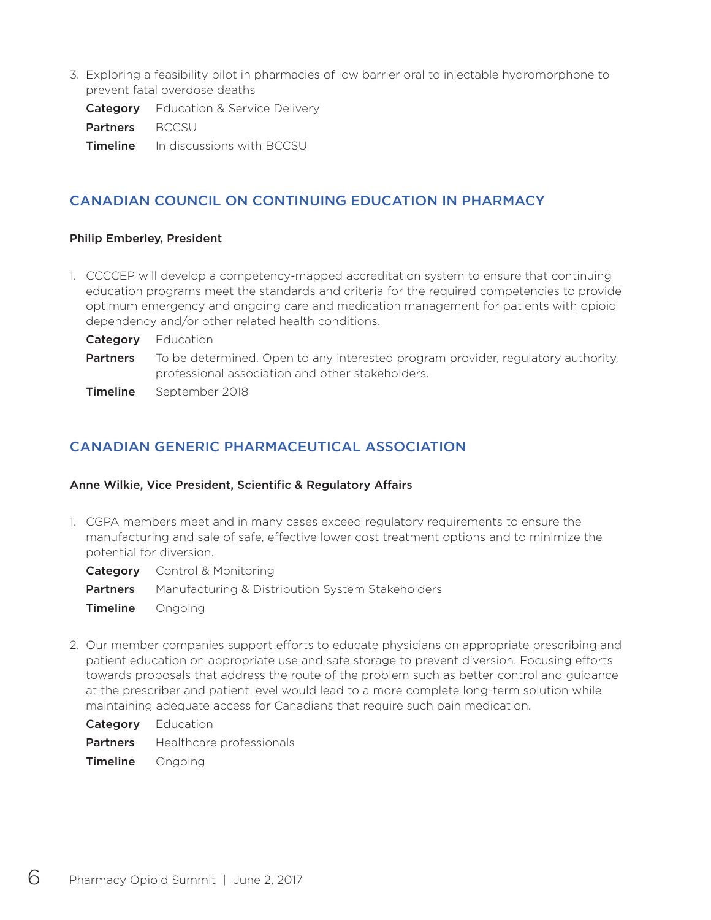3. Exploring a feasibility pilot in pharmacies of low barrier oral to injectable hydromorphone to prevent fatal overdose deaths

   **Category** Education & Service Delivery

   **Partners** BCCSU

   **Timeline** In discussions with BCCSU

## CANADIAN COUNCIL ON CONTINUING EDUCATION IN PHARMACY

**Philip Emberley, President**

1. CCCEP will develop a competency-mapped accreditation system to ensure that continuing education programs meet the standards and criteria for the required competencies to provide optimum emergency and ongoing care and medication management for patients with opioid dependency and/or other related health conditions.

   **Category** Education

   **Partners** To be determined. Open to any interested program provider, regulatory authority, professional association and other stakeholders.

   **Timeline** September 2018

## CANADIAN GENERIC PHARMACEUTICAL ASSOCIATION

**Anne Wilkie, Vice President, Scientific & Regulatory Affairs**

1. CGPA members meet and in many cases exceed regulatory requirements to ensure the manufacturing and sale of safe, effective lower cost treatment options and to minimize the potential for diversion.

   **Category** Control & Monitoring

   **Partners** Manufacturing & Distribution System Stakeholders

   **Timeline** Ongoing

2. Our member companies support efforts to educate physicians on appropriate prescribing and patient education on appropriate use and safe storage to prevent diversion. Focusing efforts towards proposals that address the route of the problem such as better control and guidance at the prescriber and patient level would lead to a more complete long-term solution while maintaining adequate access for Canadians that require such pain medication.

   **Category** Education

   **Partners** Healthcare professionals

   **Timeline** Ongoing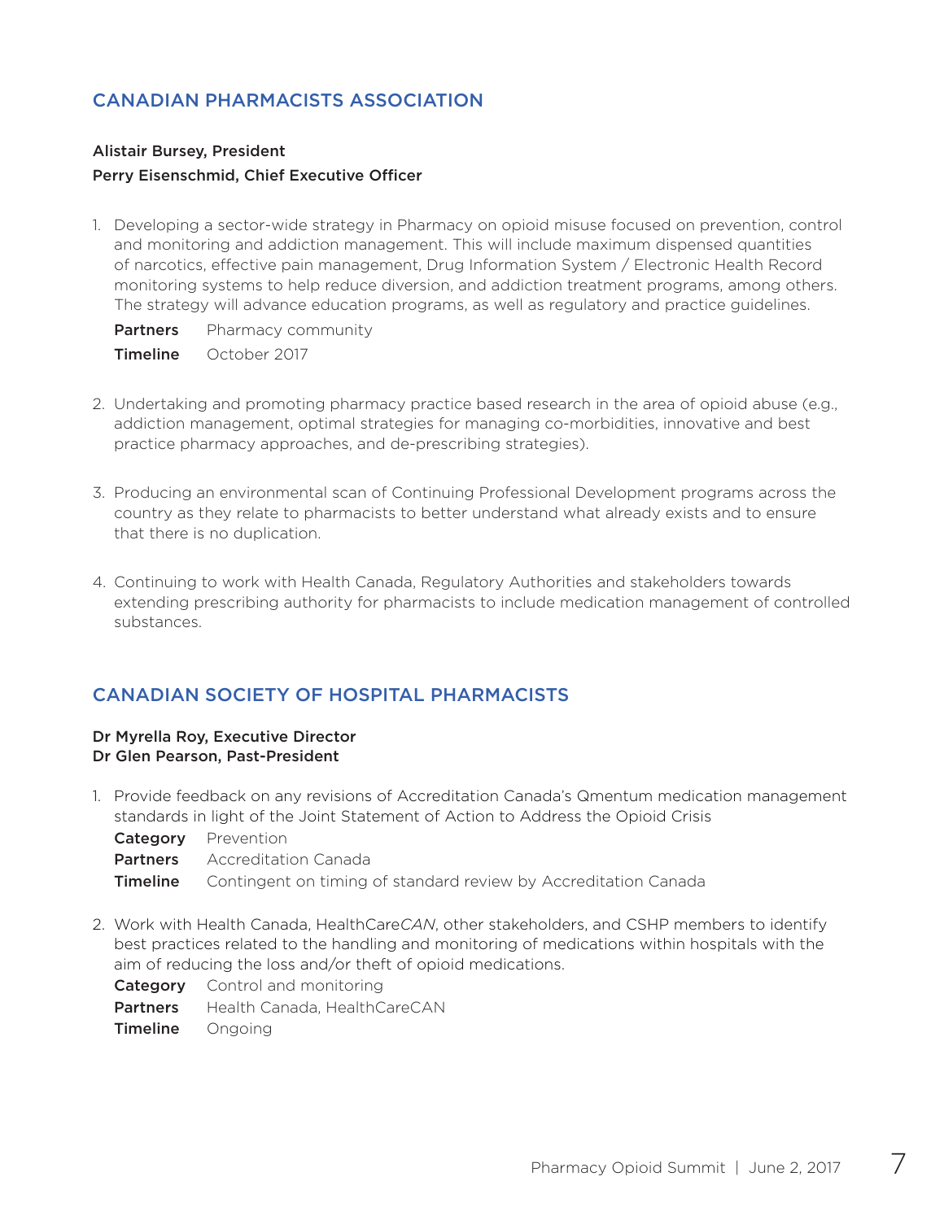## CANADIAN PHARMACISTS ASSOCIATION

**Alistair Bursey, President**
**Perry Eisenschmid, Chief Executive Officer**

1. Developing a sector-wide strategy in Pharmacy on opioid misuse focused on prevention, control and monitoring and addiction management. This will include maximum dispensed quantities of narcotics, effective pain management, Drug Information System / Electronic Health Record monitoring systems to help reduce diversion, and addiction treatment programs, among others. The strategy will advance education programs, as well as regulatory and practice guidelines.

   **Partners** Pharmacy community
   **Timeline** October 2017

2. Undertaking and promoting pharmacy practice based research in the area of opioid abuse (e.g., addiction management, optimal strategies for managing co-morbidities, innovative and best practice pharmacy approaches, and de-prescribing strategies).

3. Producing an environmental scan of Continuing Professional Development programs across the country as they relate to pharmacists to better understand what already exists and to ensure that there is no duplication.

4. Continuing to work with Health Canada, Regulatory Authorities and stakeholders towards extending prescribing authority for pharmacists to include medication management of controlled substances.

## CANADIAN SOCIETY OF HOSPITAL PHARMACISTS

**Dr Myrella Roy, Executive Director**
**Dr Glen Pearson, Past-President**

1. Provide feedback on any revisions of Accreditation Canada's Qmentum medication management standards in light of the Joint Statement of Action to Address the Opioid Crisis

   **Category** Prevention
   **Partners** Accreditation Canada
   **Timeline** Contingent on timing of standard review by Accreditation Canada

2. Work with Health Canada, HealthCare*CAN*, other stakeholders, and CSHP members to identify best practices related to the handling and monitoring of medications within hospitals with the aim of reducing the loss and/or theft of opioid medications.

   **Category** Control and monitoring
   **Partners** Health Canada, HealthCareCAN
   **Timeline** Ongoing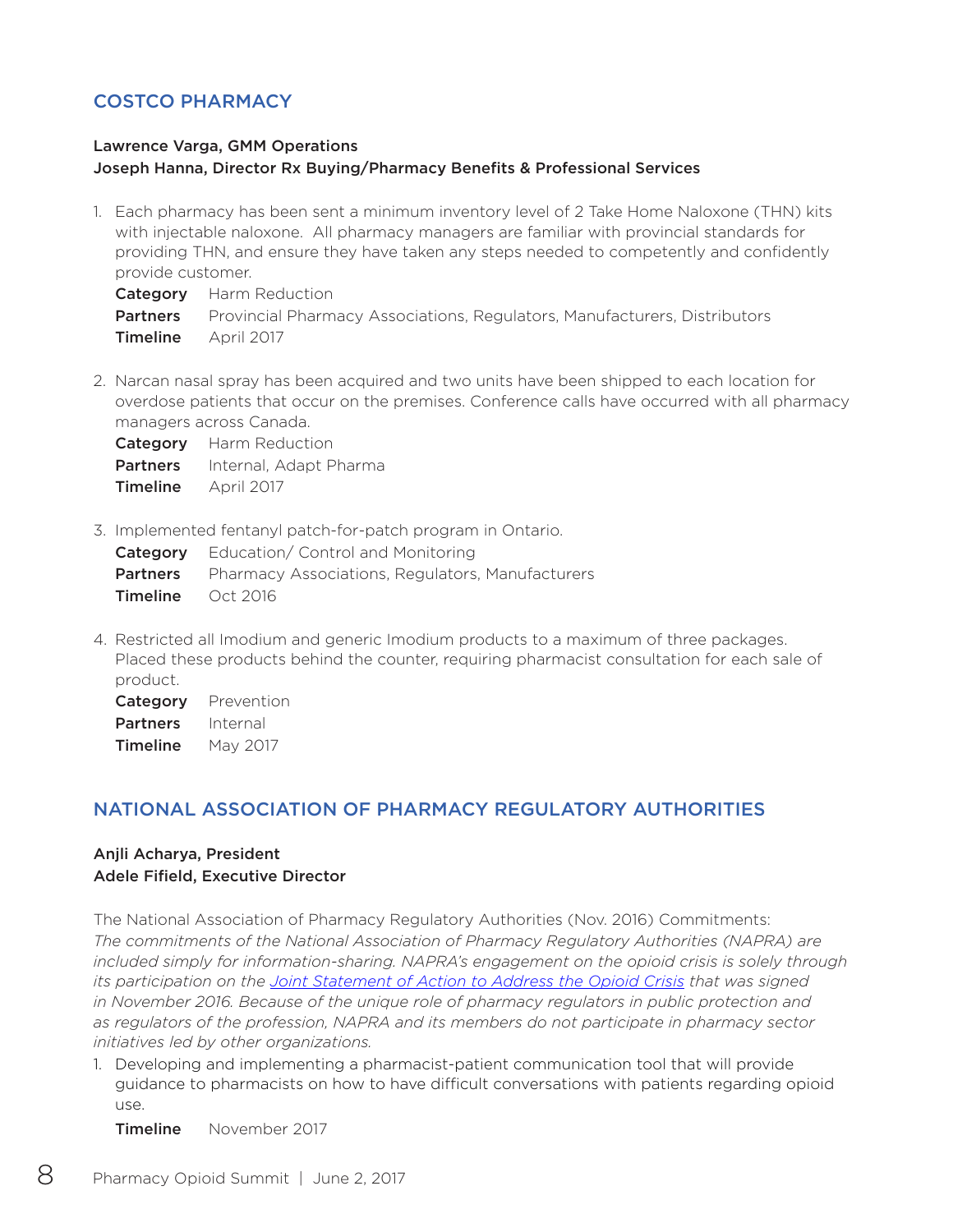## COSTCO PHARMACY

**Lawrence Varga, GMM Operations**
**Joseph Hanna, Director Rx Buying/Pharmacy Benefits & Professional Services**

1. Each pharmacy has been sent a minimum inventory level of 2 Take Home Naloxone (THN) kits with injectable naloxone. All pharmacy managers are familiar with provincial standards for providing THN, and ensure they have taken any steps needed to competently and confidently provide customer.

   **Category** Harm Reduction
   **Partners** Provincial Pharmacy Associations, Regulators, Manufacturers, Distributors
   **Timeline** April 2017

2. Narcan nasal spray has been acquired and two units have been shipped to each location for overdose patients that occur on the premises. Conference calls have occurred with all pharmacy managers across Canada.

   **Category** Harm Reduction
   **Partners** Internal, Adapt Pharma
   **Timeline** April 2017

3. Implemented fentanyl patch-for-patch program in Ontario.

   **Category** Education/ Control and Monitoring
   **Partners** Pharmacy Associations, Regulators, Manufacturers
   **Timeline** Oct 2016

4. Restricted all Imodium and generic Imodium products to a maximum of three packages. Placed these products behind the counter, requiring pharmacist consultation for each sale of product.

   **Category** Prevention
   **Partners** Internal
   **Timeline** May 2017

## NATIONAL ASSOCIATION OF PHARMACY REGULATORY AUTHORITIES

**Anjli Acharya, President**
**Adele Fifield, Executive Director**

The National Association of Pharmacy Regulatory Authorities (Nov. 2016) Commitments:
*The commitments of the National Association of Pharmacy Regulatory Authorities (NAPRA) are included simply for information-sharing. NAPRA's engagement on the opioid crisis is solely through its participation on the Joint Statement of Action to Address the Opioid Crisis that was signed in November 2016. Because of the unique role of pharmacy regulators in public protection and as regulators of the profession, NAPRA and its members do not participate in pharmacy sector initiatives led by other organizations.*

1. Developing and implementing a pharmacist-patient communication tool that will provide guidance to pharmacists on how to have difficult conversations with patients regarding opioid use.

   **Timeline** November 2017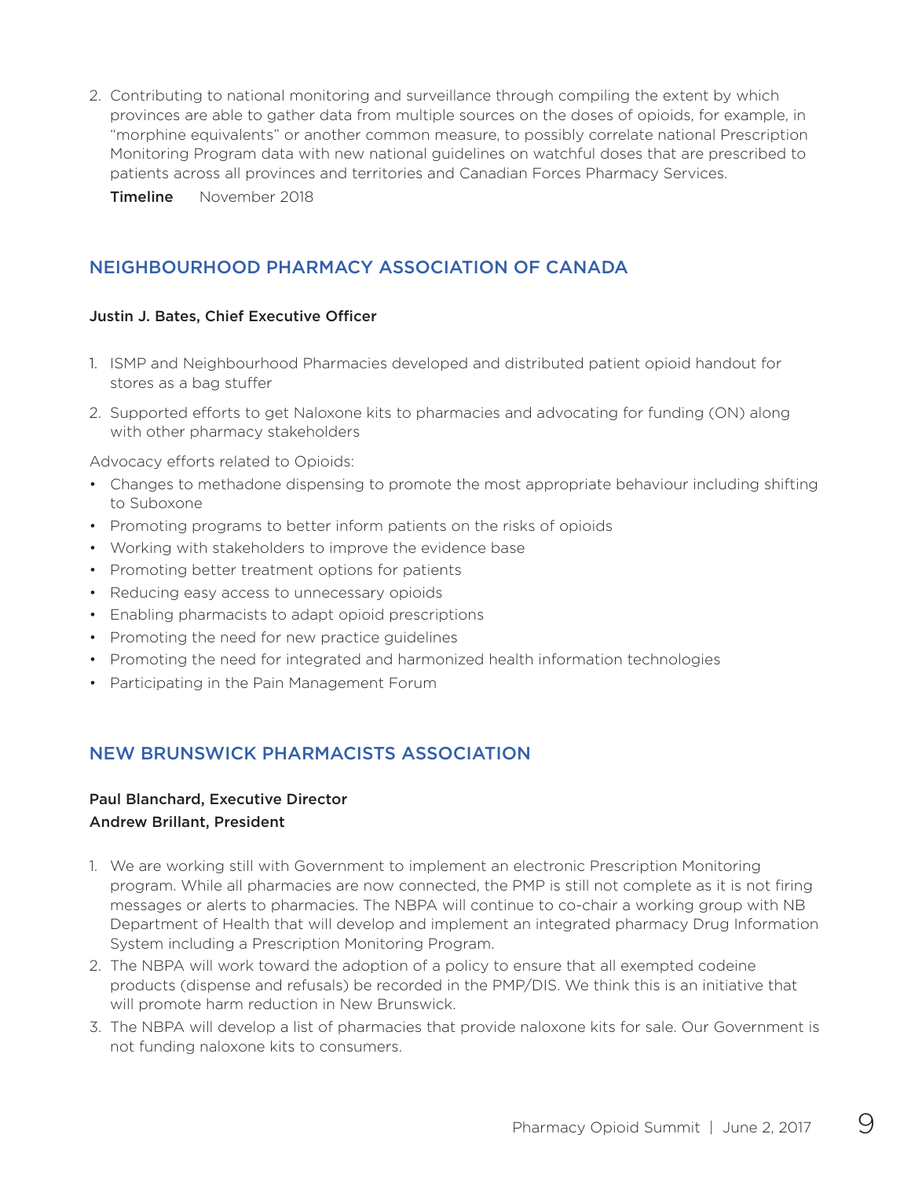2. Contributing to national monitoring and surveillance through compiling the extent by which provinces are able to gather data from multiple sources on the doses of opioids, for example, in "morphine equivalents" or another common measure, to possibly correlate national Prescription Monitoring Program data with new national guidelines on watchful doses that are prescribed to patients across all provinces and territories and Canadian Forces Pharmacy Services.

   **Timeline** November 2018

## NEIGHBOURHOOD PHARMACY ASSOCIATION OF CANADA

**Justin J. Bates, Chief Executive Officer**

1. ISMP and Neighbourhood Pharmacies developed and distributed patient opioid handout for stores as a bag stuffer
2. Supported efforts to get Naloxone kits to pharmacies and advocating for funding (ON) along with other pharmacy stakeholders

Advocacy efforts related to Opioids:

- Changes to methadone dispensing to promote the most appropriate behaviour including shifting to Suboxone
- Promoting programs to better inform patients on the risks of opioids
- Working with stakeholders to improve the evidence base
- Promoting better treatment options for patients
- Reducing easy access to unnecessary opioids
- Enabling pharmacists to adapt opioid prescriptions
- Promoting the need for new practice guidelines
- Promoting the need for integrated and harmonized health information technologies
- Participating in the Pain Management Forum

## NEW BRUNSWICK PHARMACISTS ASSOCIATION

**Paul Blanchard, Executive Director**
**Andrew Brillant, President**

1. We are working still with Government to implement an electronic Prescription Monitoring program. While all pharmacies are now connected, the PMP is still not complete as it is not firing messages or alerts to pharmacies. The NBPA will continue to co-chair a working group with NB Department of Health that will develop and implement an integrated pharmacy Drug Information System including a Prescription Monitoring Program.
2. The NBPA will work toward the adoption of a policy to ensure that all exempted codeine products (dispense and refusals) be recorded in the PMP/DIS. We think this is an initiative that will promote harm reduction in New Brunswick.
3. The NBPA will develop a list of pharmacies that provide naloxone kits for sale. Our Government is not funding naloxone kits to consumers.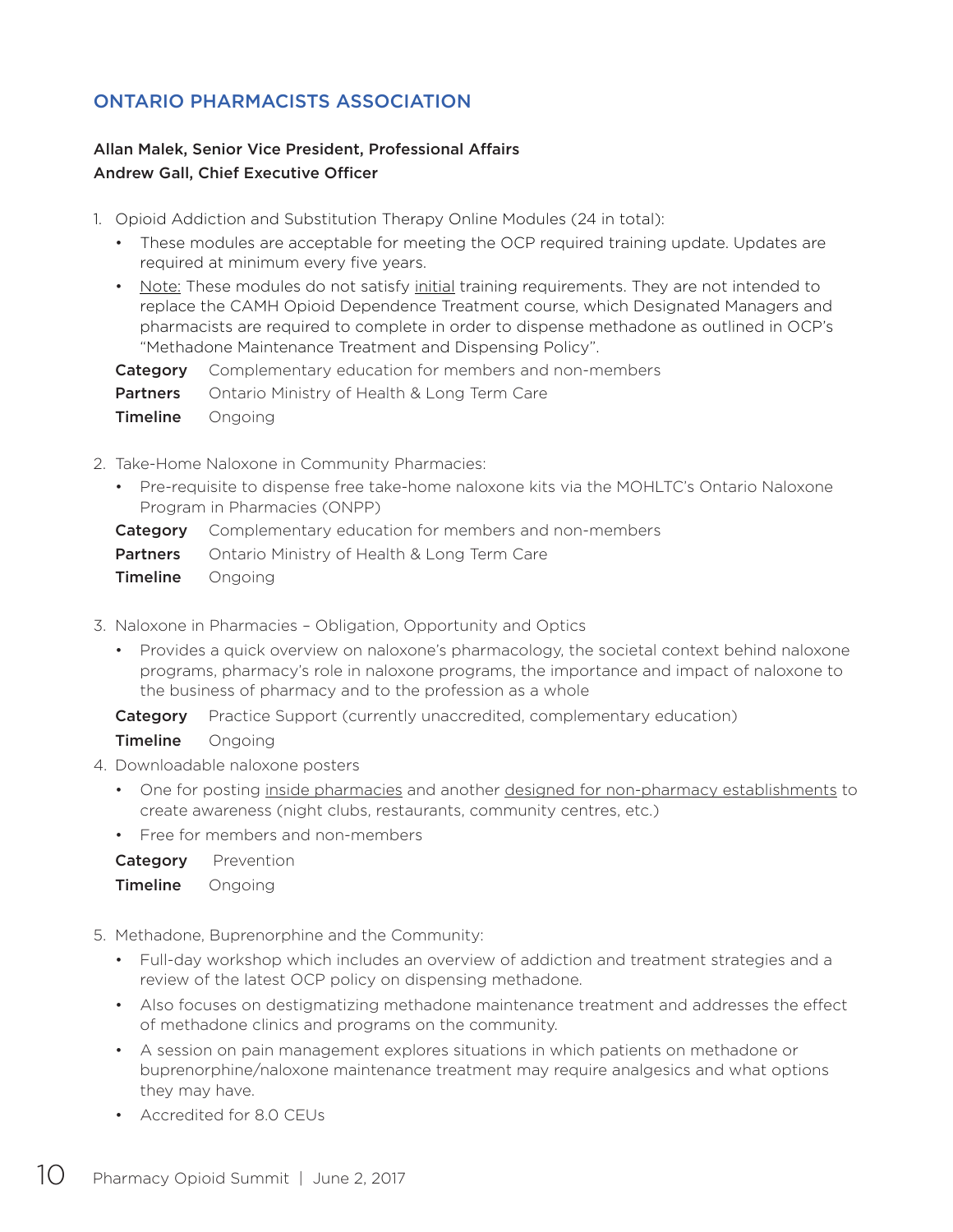## ONTARIO PHARMACISTS ASSOCIATION

**Allan Malek, Senior Vice President, Professional Affairs**
**Andrew Gall, Chief Executive Officer**

1. Opioid Addiction and Substitution Therapy Online Modules (24 in total):
   - These modules are acceptable for meeting the OCP required training update. Updates are required at minimum every five years.
   - <u>Note:</u> These modules do not satisfy <u>initial</u> training requirements. They are not intended to replace the CAMH Opioid Dependence Treatment course, which Designated Managers and pharmacists are required to complete in order to dispense methadone as outlined in OCP's "Methadone Maintenance Treatment and Dispensing Policy".

   **Category** Complementary education for members and non-members
   **Partners** Ontario Ministry of Health & Long Term Care
   **Timeline** Ongoing

2. Take-Home Naloxone in Community Pharmacies:
   - Pre-requisite to dispense free take-home naloxone kits via the MOHLTC's Ontario Naloxone Program in Pharmacies (ONPP)

   **Category** Complementary education for members and non-members
   **Partners** Ontario Ministry of Health & Long Term Care
   **Timeline** Ongoing

3. Naloxone in Pharmacies – Obligation, Opportunity and Optics
   - Provides a quick overview on naloxone's pharmacology, the societal context behind naloxone programs, pharmacy's role in naloxone programs, the importance and impact of naloxone to the business of pharmacy and to the profession as a whole

   **Category** Practice Support (currently unaccredited, complementary education)
   **Timeline** Ongoing

4. Downloadable naloxone posters
   - One for posting <u>inside pharmacies</u> and another <u>designed for non-pharmacy establishments</u> to create awareness (night clubs, restaurants, community centres, etc.)
   - Free for members and non-members

   **Category** Prevention
   **Timeline** Ongoing

5. Methadone, Buprenorphine and the Community:
   - Full-day workshop which includes an overview of addiction and treatment strategies and a review of the latest OCP policy on dispensing methadone.
   - Also focuses on destigmatizing methadone maintenance treatment and addresses the effect of methadone clinics and programs on the community.
   - A session on pain management explores situations in which patients on methadone or buprenorphine/naloxone maintenance treatment may require analgesics and what options they may have.
   - Accredited for 8.0 CEUs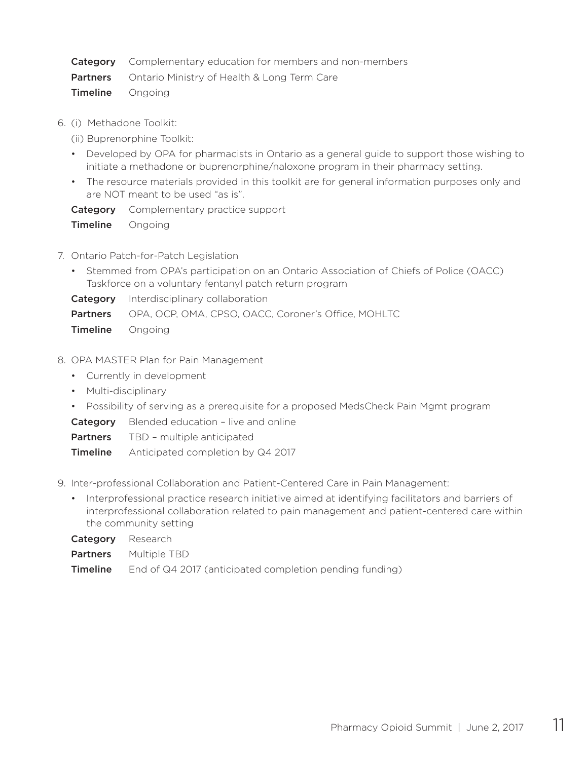**Category** Complementary education for members and non-members

**Partners** Ontario Ministry of Health & Long Term Care

**Timeline** Ongoing

6. (i) Methadone Toolkit:

   (ii) Buprenorphine Toolkit:

   - Developed by OPA for pharmacists in Ontario as a general guide to support those wishing to initiate a methadone or buprenorphine/naloxone program in their pharmacy setting.
   - The resource materials provided in this toolkit are for general information purposes only and are NOT meant to be used "as is".

   **Category** Complementary practice support

   **Timeline** Ongoing

7. Ontario Patch-for-Patch Legislation

   - Stemmed from OPA's participation on an Ontario Association of Chiefs of Police (OACC) Taskforce on a voluntary fentanyl patch return program

   **Category** Interdisciplinary collaboration

   **Partners** OPA, OCP, OMA, CPSO, OACC, Coroner's Office, MOHLTC

   **Timeline** Ongoing

8. OPA MASTER Plan for Pain Management

   - Currently in development
   - Multi-disciplinary
   - Possibility of serving as a prerequisite for a proposed MedsCheck Pain Mgmt program

   **Category** Blended education – live and online

   **Partners** TBD – multiple anticipated

   **Timeline** Anticipated completion by Q4 2017

9. Inter-professional Collaboration and Patient-Centered Care in Pain Management:

   - Interprofessional practice research initiative aimed at identifying facilitators and barriers of interprofessional collaboration related to pain management and patient-centered care within the community setting

   **Category** Research

   **Partners** Multiple TBD

   **Timeline** End of Q4 2017 (anticipated completion pending funding)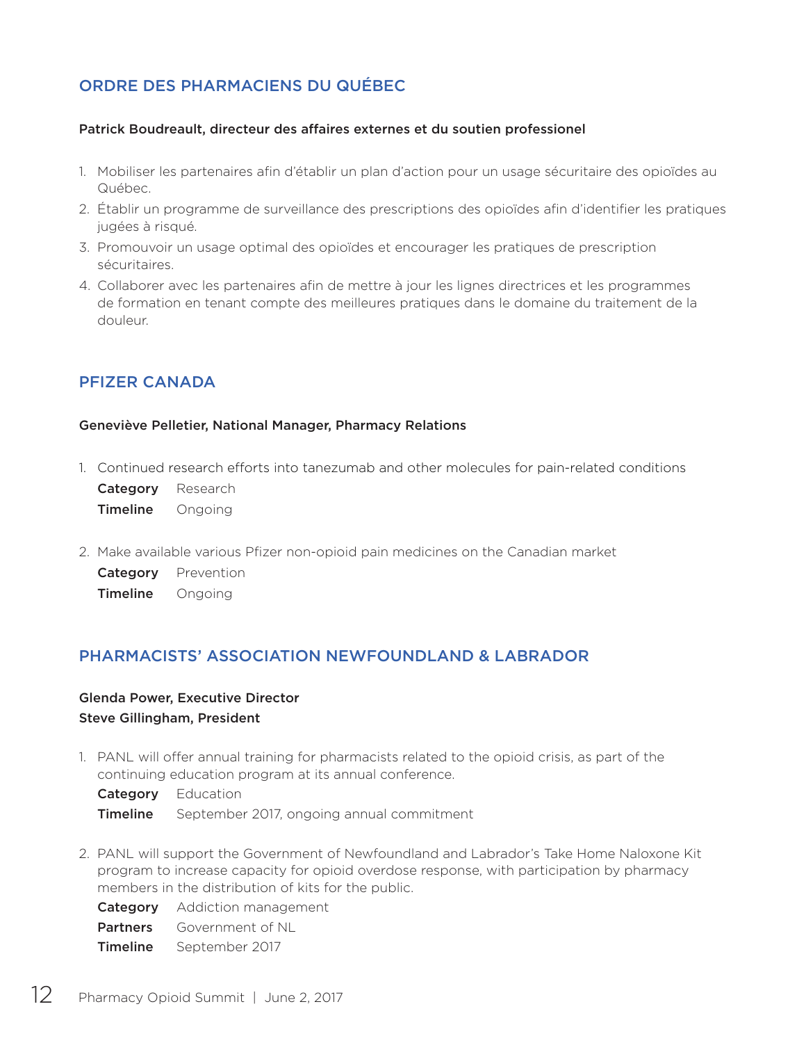## ORDRE DES PHARMACIENS DU QUÉBEC

**Patrick Boudreault, directeur des affaires externes et du soutien professionel**

1. Mobiliser les partenaires afin d'établir un plan d'action pour un usage sécuritaire des opioïdes au Québec.
2. Établir un programme de surveillance des prescriptions des opioïdes afin d'identifier les pratiques jugées à risqué.
3. Promouvoir un usage optimal des opioïdes et encourager les pratiques de prescription sécuritaires.
4. Collaborer avec les partenaires afin de mettre à jour les lignes directrices et les programmes de formation en tenant compte des meilleures pratiques dans le domaine du traitement de la douleur.

## PFIZER CANADA

**Geneviève Pelletier, National Manager, Pharmacy Relations**

1. Continued research efforts into tanezumab and other molecules for pain-related conditions

   **Category** Research

   **Timeline** Ongoing

2. Make available various Pfizer non-opioid pain medicines on the Canadian market

   **Category** Prevention

   **Timeline** Ongoing

## PHARMACISTS' ASSOCIATION NEWFOUNDLAND & LABRADOR

**Glenda Power, Executive Director**
**Steve Gillingham, President**

1. PANL will offer annual training for pharmacists related to the opioid crisis, as part of the continuing education program at its annual conference.

   **Category** Education

   **Timeline** September 2017, ongoing annual commitment

2. PANL will support the Government of Newfoundland and Labrador's Take Home Naloxone Kit program to increase capacity for opioid overdose response, with participation by pharmacy members in the distribution of kits for the public.

   **Category** Addiction management

   **Partners** Government of NL

   **Timeline** September 2017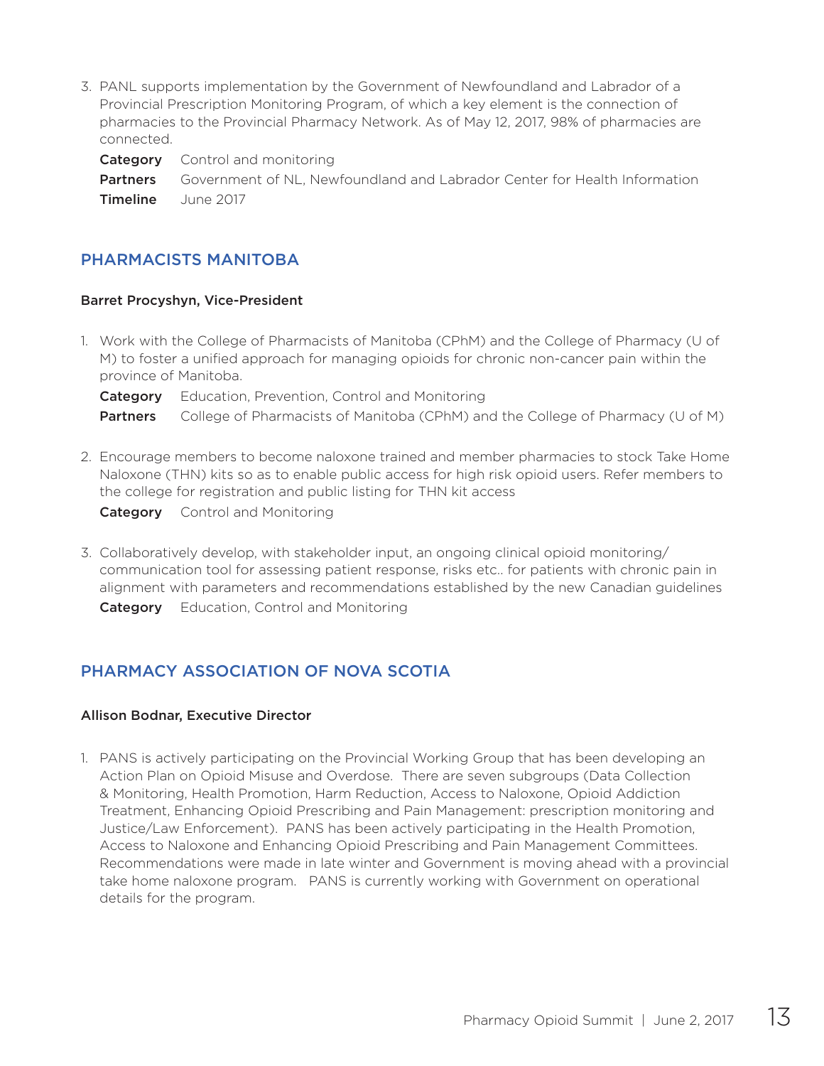3. PANL supports implementation by the Government of Newfoundland and Labrador of a Provincial Prescription Monitoring Program, of which a key element is the connection of pharmacies to the Provincial Pharmacy Network. As of May 12, 2017, 98% of pharmacies are connected.

   **Category** Control and monitoring
   **Partners** Government of NL, Newfoundland and Labrador Center for Health Information
   **Timeline** June 2017

## PHARMACISTS MANITOBA

**Barret Procyshyn, Vice-President**

1. Work with the College of Pharmacists of Manitoba (CPhM) and the College of Pharmacy (U of M) to foster a unified approach for managing opioids for chronic non-cancer pain within the province of Manitoba.

   **Category** Education, Prevention, Control and Monitoring
   **Partners** College of Pharmacists of Manitoba (CPhM) and the College of Pharmacy (U of M)

2. Encourage members to become naloxone trained and member pharmacies to stock Take Home Naloxone (THN) kits so as to enable public access for high risk opioid users. Refer members to the college for registration and public listing for THN kit access

   **Category** Control and Monitoring

3. Collaboratively develop, with stakeholder input, an ongoing clinical opioid monitoring/communication tool for assessing patient response, risks etc.. for patients with chronic pain in alignment with parameters and recommendations established by the new Canadian guidelines

   **Category** Education, Control and Monitoring

## PHARMACY ASSOCIATION OF NOVA SCOTIA

**Allison Bodnar, Executive Director**

1. PANS is actively participating on the Provincial Working Group that has been developing an Action Plan on Opioid Misuse and Overdose. There are seven subgroups (Data Collection & Monitoring, Health Promotion, Harm Reduction, Access to Naloxone, Opioid Addiction Treatment, Enhancing Opioid Prescribing and Pain Management: prescription monitoring and Justice/Law Enforcement). PANS has been actively participating in the Health Promotion, Access to Naloxone and Enhancing Opioid Prescribing and Pain Management Committees. Recommendations were made in late winter and Government is moving ahead with a provincial take home naloxone program. PANS is currently working with Government on operational details for the program.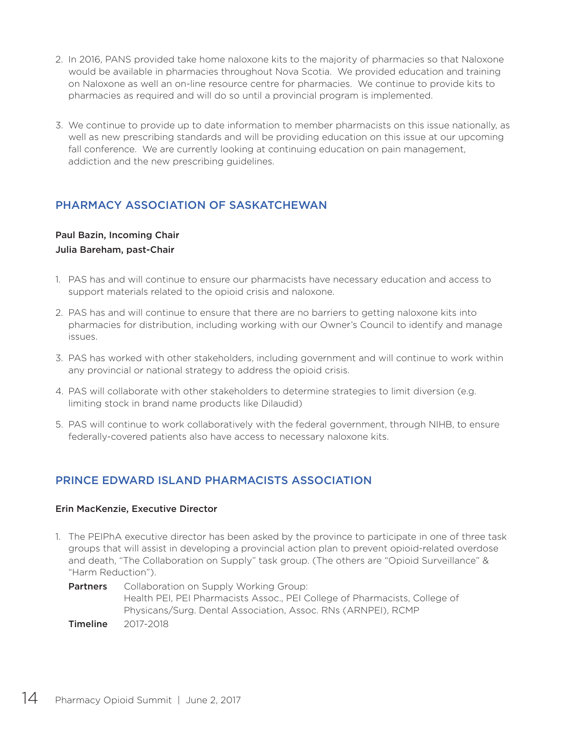2. In 2016, PANS provided take home naloxone kits to the majority of pharmacies so that Naloxone would be available in pharmacies throughout Nova Scotia. We provided education and training on Naloxone as well an on-line resource centre for pharmacies. We continue to provide kits to pharmacies as required and will do so until a provincial program is implemented.

3. We continue to provide up to date information to member pharmacists on this issue nationally, as well as new prescribing standards and will be providing education on this issue at our upcoming fall conference. We are currently looking at continuing education on pain management, addiction and the new prescribing guidelines.

## PHARMACY ASSOCIATION OF SASKATCHEWAN

**Paul Bazin, Incoming Chair**
**Julia Bareham, past-Chair**

1. PAS has and will continue to ensure our pharmacists have necessary education and access to support materials related to the opioid crisis and naloxone.

2. PAS has and will continue to ensure that there are no barriers to getting naloxone kits into pharmacies for distribution, including working with our Owner's Council to identify and manage issues.

3. PAS has worked with other stakeholders, including government and will continue to work within any provincial or national strategy to address the opioid crisis.

4. PAS will collaborate with other stakeholders to determine strategies to limit diversion (e.g. limiting stock in brand name products like Dilaudid)

5. PAS will continue to work collaboratively with the federal government, through NIHB, to ensure federally-covered patients also have access to necessary naloxone kits.

## PRINCE EDWARD ISLAND PHARMACISTS ASSOCIATION

**Erin MacKenzie, Executive Director**

1. The PEIPhA executive director has been asked by the province to participate in one of three task groups that will assist in developing a provincial action plan to prevent opioid-related overdose and death, "The Collaboration on Supply" task group. (The others are "Opioid Surveillance" & "Harm Reduction").

   **Partners** Collaboration on Supply Working Group:
   Health PEI, PEI Pharmacists Assoc., PEI College of Pharmacists, College of Physicans/Surg. Dental Association, Assoc. RNs (ARNPEI), RCMP

   **Timeline** 2017-2018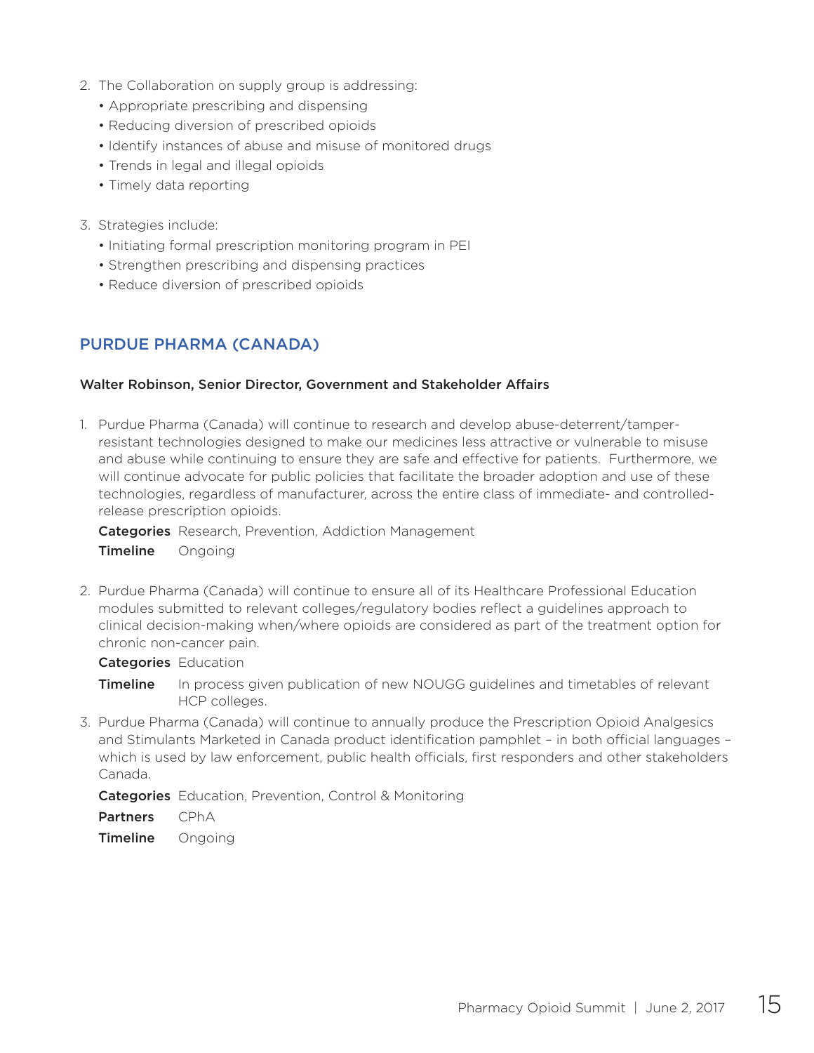2. The Collaboration on supply group is addressing:
   - Appropriate prescribing and dispensing
   - Reducing diversion of prescribed opioids
   - Identify instances of abuse and misuse of monitored drugs
   - Trends in legal and illegal opioids
   - Timely data reporting

3. Strategies include:
   - Initiating formal prescription monitoring program in PEI
   - Strengthen prescribing and dispensing practices
   - Reduce diversion of prescribed opioids

## PURDUE PHARMA (CANADA)

**Walter Robinson, Senior Director, Government and Stakeholder Affairs**

1. Purdue Pharma (Canada) will continue to research and develop abuse-deterrent/tamper-resistant technologies designed to make our medicines less attractive or vulnerable to misuse and abuse while continuing to ensure they are safe and effective for patients. Furthermore, we will continue advocate for public policies that facilitate the broader adoption and use of these technologies, regardless of manufacturer, across the entire class of immediate- and controlled-release prescription opioids.

   **Categories** Research, Prevention, Addiction Management

   **Timeline** Ongoing

2. Purdue Pharma (Canada) will continue to ensure all of its Healthcare Professional Education modules submitted to relevant colleges/regulatory bodies reflect a guidelines approach to clinical decision-making when/where opioids are considered as part of the treatment option for chronic non-cancer pain.

   **Categories** Education

   **Timeline** In process given publication of new NOUGG guidelines and timetables of relevant HCP colleges.

3. Purdue Pharma (Canada) will continue to annually produce the Prescription Opioid Analgesics and Stimulants Marketed in Canada product identification pamphlet – in both official languages – which is used by law enforcement, public health officials, first responders and other stakeholders Canada.

   **Categories** Education, Prevention, Control & Monitoring

   **Partners** CPhA

   **Timeline** Ongoing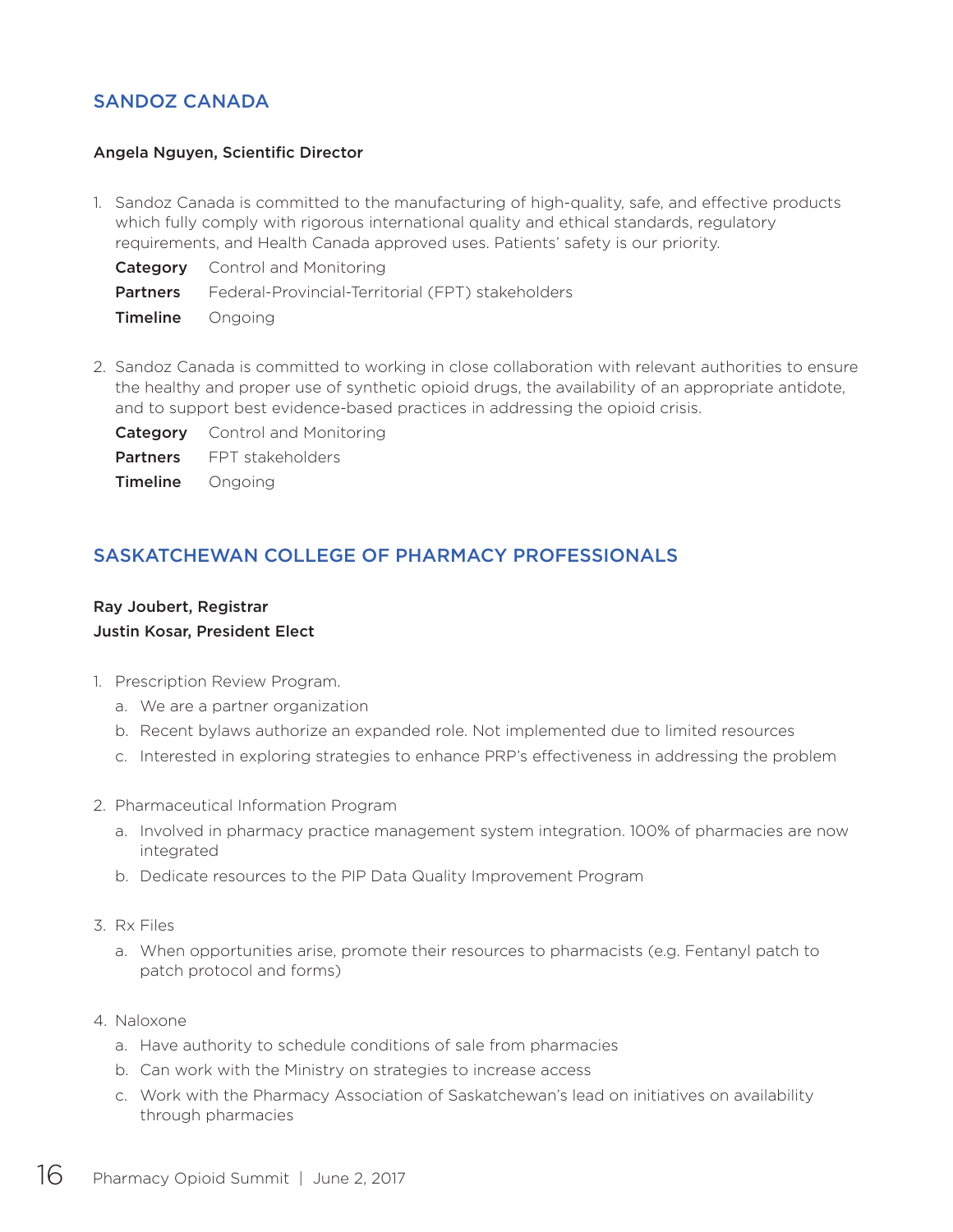## SANDOZ CANADA

**Angela Nguyen, Scientific Director**

1. Sandoz Canada is committed to the manufacturing of high-quality, safe, and effective products which fully comply with rigorous international quality and ethical standards, regulatory requirements, and Health Canada approved uses. Patients' safety is our priority.

   **Category** Control and Monitoring

   **Partners** Federal-Provincial-Territorial (FPT) stakeholders

   **Timeline** Ongoing

2. Sandoz Canada is committed to working in close collaboration with relevant authorities to ensure the healthy and proper use of synthetic opioid drugs, the availability of an appropriate antidote, and to support best evidence-based practices in addressing the opioid crisis.

   **Category** Control and Monitoring

   **Partners** FPT stakeholders

   **Timeline** Ongoing

## SASKATCHEWAN COLLEGE OF PHARMACY PROFESSIONALS

**Ray Joubert, Registrar**
**Justin Kosar, President Elect**

1. Prescription Review Program.
   a. We are a partner organization
   b. Recent bylaws authorize an expanded role. Not implemented due to limited resources
   c. Interested in exploring strategies to enhance PRP's effectiveness in addressing the problem

2. Pharmaceutical Information Program
   a. Involved in pharmacy practice management system integration. 100% of pharmacies are now integrated
   b. Dedicate resources to the PIP Data Quality Improvement Program

3. Rx Files
   a. When opportunities arise, promote their resources to pharmacists (e.g. Fentanyl patch to patch protocol and forms)

4. Naloxone
   a. Have authority to schedule conditions of sale from pharmacies
   b. Can work with the Ministry on strategies to increase access
   c. Work with the Pharmacy Association of Saskatchewan's lead on initiatives on availability through pharmacies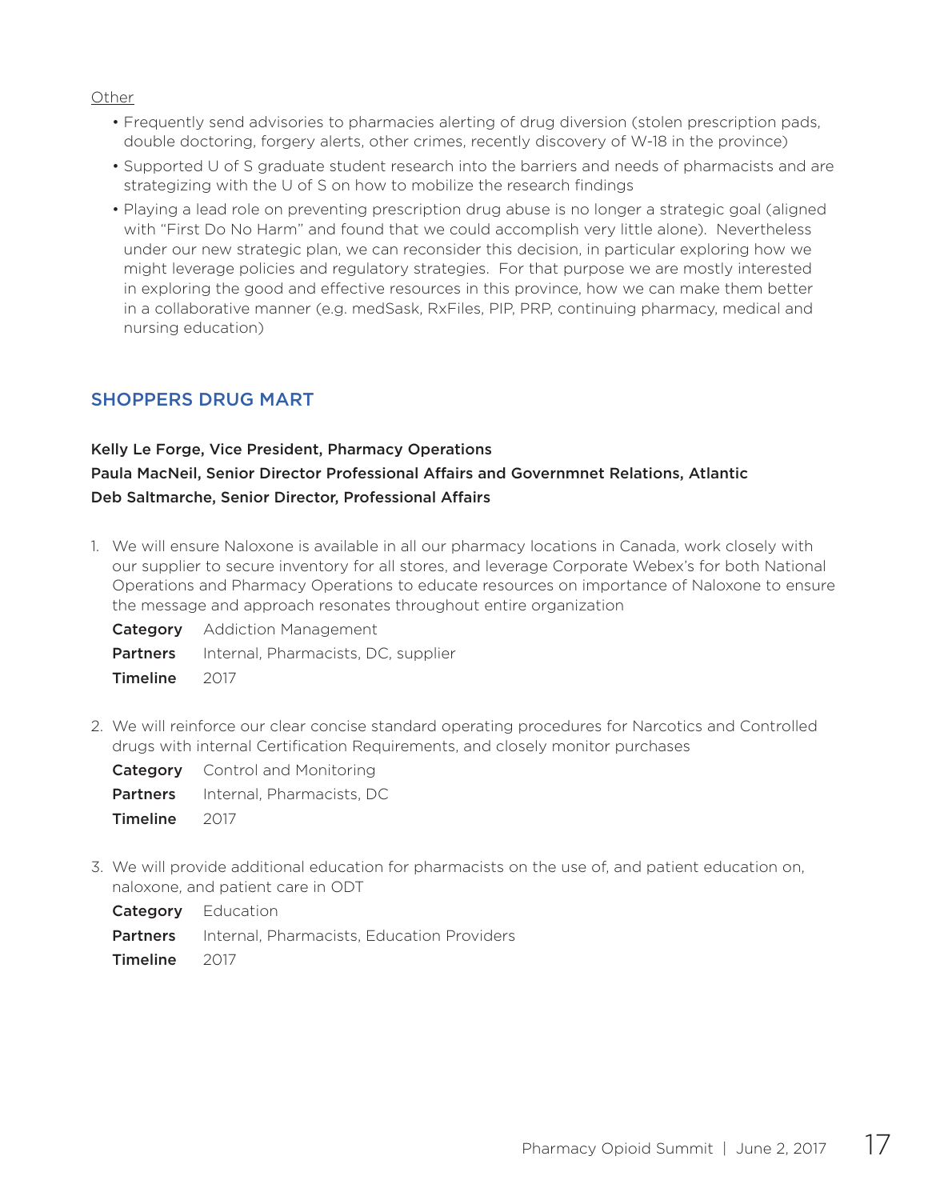Other

- Frequently send advisories to pharmacies alerting of drug diversion (stolen prescription pads, double doctoring, forgery alerts, other crimes, recently discovery of W-18 in the province)
- Supported U of S graduate student research into the barriers and needs of pharmacists and are strategizing with the U of S on how to mobilize the research findings
- Playing a lead role on preventing prescription drug abuse is no longer a strategic goal (aligned with "First Do No Harm" and found that we could accomplish very little alone). Nevertheless under our new strategic plan, we can reconsider this decision, in particular exploring how we might leverage policies and regulatory strategies. For that purpose we are mostly interested in exploring the good and effective resources in this province, how we can make them better in a collaborative manner (e.g. medSask, RxFiles, PIP, PRP, continuing pharmacy, medical and nursing education)

## SHOPPERS DRUG MART

**Kelly Le Forge, Vice President, Pharmacy Operations**
**Paula MacNeil, Senior Director Professional Affairs and Governmnet Relations, Atlantic**
**Deb Saltmarche, Senior Director, Professional Affairs**

1. We will ensure Naloxone is available in all our pharmacy locations in Canada, work closely with our supplier to secure inventory for all stores, and leverage Corporate Webex's for both National Operations and Pharmacy Operations to educate resources on importance of Naloxone to ensure the message and approach resonates throughout entire organization

   **Category** Addiction Management
   **Partners** Internal, Pharmacists, DC, supplier
   **Timeline** 2017

2. We will reinforce our clear concise standard operating procedures for Narcotics and Controlled drugs with internal Certification Requirements, and closely monitor purchases

   **Category** Control and Monitoring
   **Partners** Internal, Pharmacists, DC
   **Timeline** 2017

3. We will provide additional education for pharmacists on the use of, and patient education on, naloxone, and patient care in ODT

   **Category** Education
   **Partners** Internal, Pharmacists, Education Providers
   **Timeline** 2017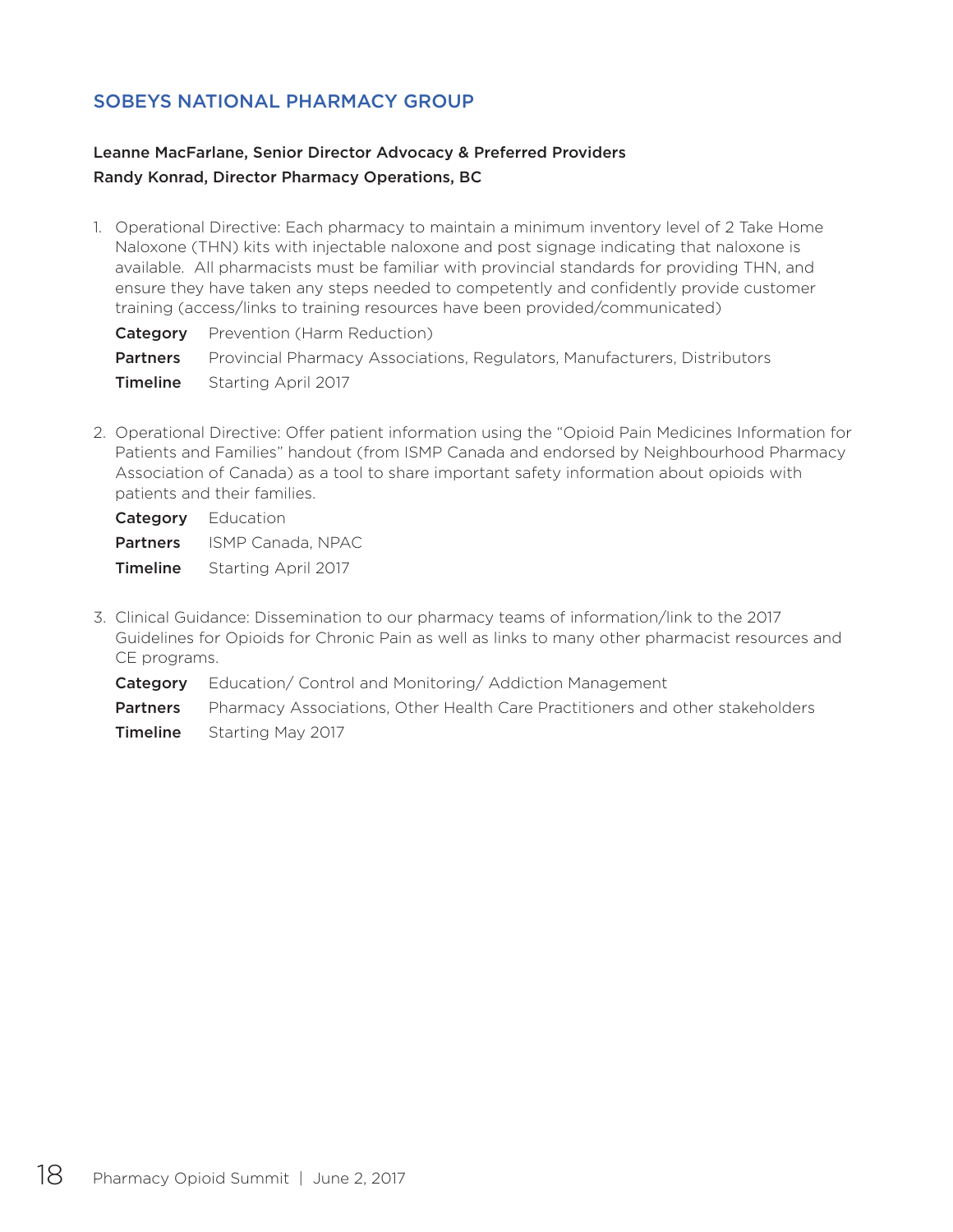## SOBEYS NATIONAL PHARMACY GROUP

**Leanne MacFarlane, Senior Director Advocacy & Preferred Providers**
**Randy Konrad, Director Pharmacy Operations, BC**

1. Operational Directive: Each pharmacy to maintain a minimum inventory level of 2 Take Home Naloxone (THN) kits with injectable naloxone and post signage indicating that naloxone is available. All pharmacists must be familiar with provincial standards for providing THN, and ensure they have taken any steps needed to competently and confidently provide customer training (access/links to training resources have been provided/communicated)

   **Category** Prevention (Harm Reduction)

   **Partners** Provincial Pharmacy Associations, Regulators, Manufacturers, Distributors

   **Timeline** Starting April 2017

2. Operational Directive: Offer patient information using the "Opioid Pain Medicines Information for Patients and Families" handout (from ISMP Canada and endorsed by Neighbourhood Pharmacy Association of Canada) as a tool to share important safety information about opioids with patients and their families.

   **Category** Education

   **Partners** ISMP Canada, NPAC

   **Timeline** Starting April 2017

3. Clinical Guidance: Dissemination to our pharmacy teams of information/link to the 2017 Guidelines for Opioids for Chronic Pain as well as links to many other pharmacist resources and CE programs.

   **Category** Education/ Control and Monitoring/ Addiction Management

   **Partners** Pharmacy Associations, Other Health Care Practitioners and other stakeholders

   **Timeline** Starting May 2017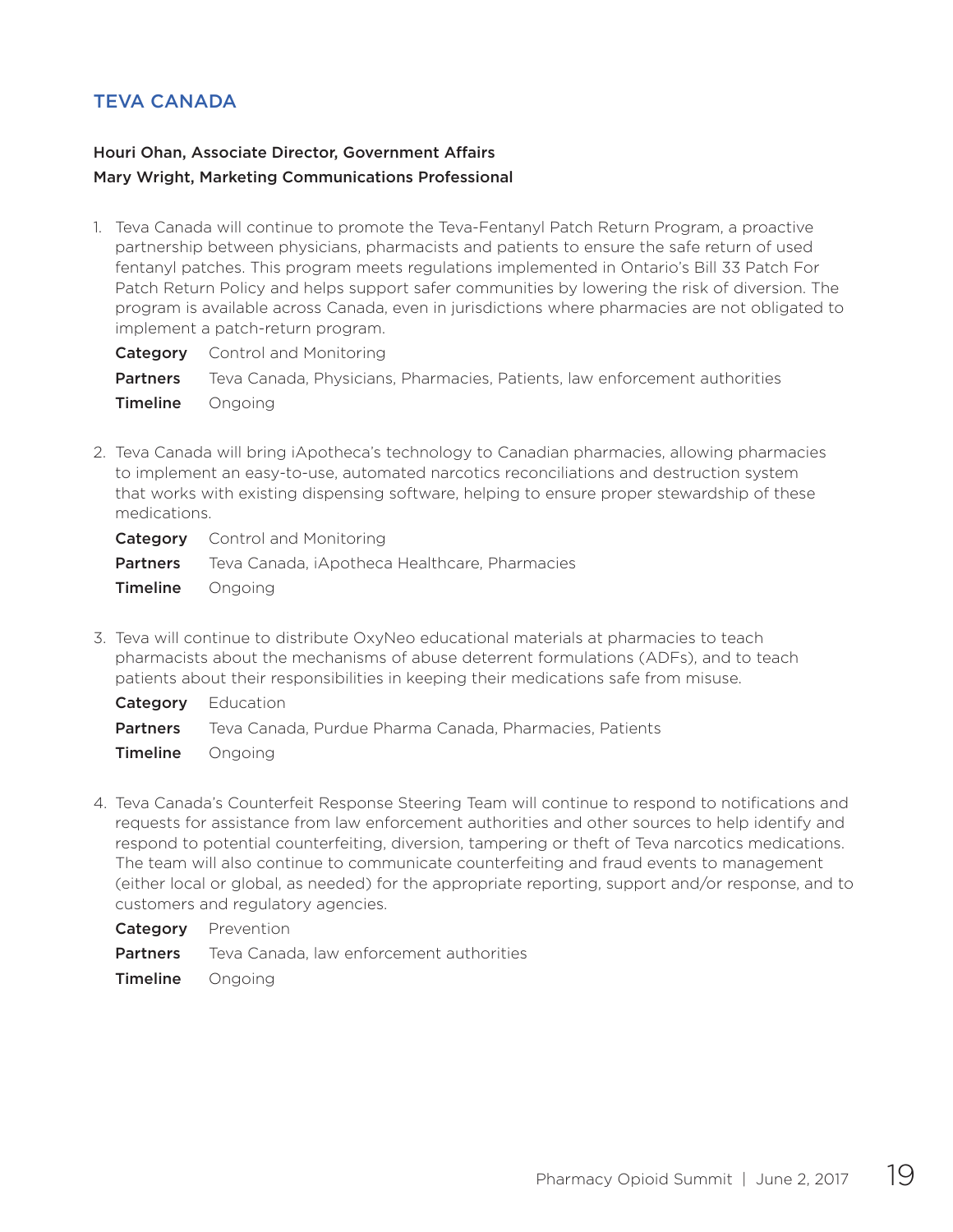## TEVA CANADA

**Houri Ohan, Associate Director, Government Affairs**
**Mary Wright, Marketing Communications Professional**

1. Teva Canada will continue to promote the Teva-Fentanyl Patch Return Program, a proactive partnership between physicians, pharmacists and patients to ensure the safe return of used fentanyl patches. This program meets regulations implemented in Ontario's Bill 33 Patch For Patch Return Policy and helps support safer communities by lowering the risk of diversion. The program is available across Canada, even in jurisdictions where pharmacies are not obligated to implement a patch-return program.

   **Category** Control and Monitoring
   **Partners** Teva Canada, Physicians, Pharmacies, Patients, law enforcement authorities
   **Timeline** Ongoing

2. Teva Canada will bring iApotheca's technology to Canadian pharmacies, allowing pharmacies to implement an easy-to-use, automated narcotics reconciliations and destruction system that works with existing dispensing software, helping to ensure proper stewardship of these medications.

   **Category** Control and Monitoring
   **Partners** Teva Canada, iApotheca Healthcare, Pharmacies
   **Timeline** Ongoing

3. Teva will continue to distribute OxyNeo educational materials at pharmacies to teach pharmacists about the mechanisms of abuse deterrent formulations (ADFs), and to teach patients about their responsibilities in keeping their medications safe from misuse.

   **Category** Education
   **Partners** Teva Canada, Purdue Pharma Canada, Pharmacies, Patients
   **Timeline** Ongoing

4. Teva Canada's Counterfeit Response Steering Team will continue to respond to notifications and requests for assistance from law enforcement authorities and other sources to help identify and respond to potential counterfeiting, diversion, tampering or theft of Teva narcotics medications. The team will also continue to communicate counterfeiting and fraud events to management (either local or global, as needed) for the appropriate reporting, support and/or response, and to customers and regulatory agencies.

   **Category** Prevention
   **Partners** Teva Canada, law enforcement authorities
   **Timeline** Ongoing